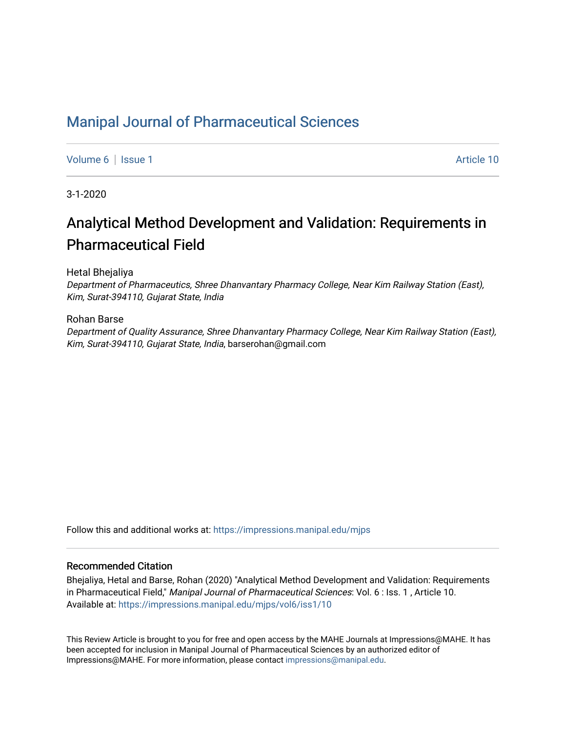# Manipal Journal of Pharmaceutical Sciences

Volume 6 | Issue 1 Article 10

3-1-2020

## Analytical Method Development and Validation: Requirements in Pharmaceutical Field

Hetal Bhejaliya
*Department of Pharmaceutics, Shree Dhanvantary Pharmacy College, Near Kim Railway Station (East), Kim, Surat-394110, Gujarat State, India*

Rohan Barse
*Department of Quality Assurance, Shree Dhanvantary Pharmacy College, Near Kim Railway Station (East), Kim, Surat-394110, Gujarat State, India*, barserohan@gmail.com

Follow this and additional works at: https://impressions.manipal.edu/mjps

### Recommended Citation

Bhejaliya, Hetal and Barse, Rohan (2020) "Analytical Method Development and Validation: Requirements in Pharmaceutical Field," *Manipal Journal of Pharmaceutical Sciences*: Vol. 6 : Iss. 1 , Article 10.
Available at: https://impressions.manipal.edu/mjps/vol6/iss1/10

This Review Article is brought to you for free and open access by the MAHE Journals at Impressions@MAHE. It has been accepted for inclusion in Manipal Journal of Pharmaceutical Sciences by an authorized editor of Impressions@MAHE. For more information, please contact impressions@manipal.edu.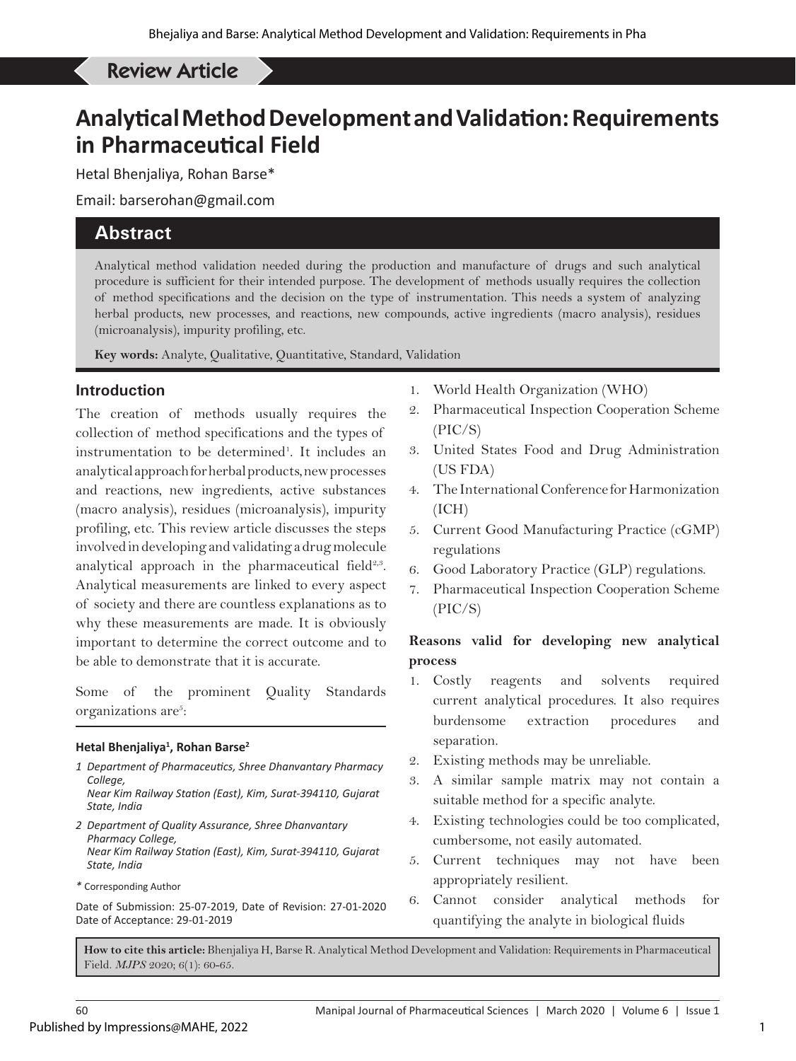Review Article

# Analytical Method Development and Validation: Requirements in Pharmaceutical Field

Hetal Bhenjaliya, Rohan Barse*

Email: barserohan@gmail.com

## Abstract

Analytical method validation needed during the production and manufacture of drugs and such analytical procedure is sufficient for their intended purpose. The development of methods usually requires the collection of method specifications and the decision on the type of instrumentation. This needs a system of analyzing herbal products, new processes, and reactions, new compounds, active ingredients (macro analysis), residues (microanalysis), impurity profiling, etc.

**Key words:** Analyte, Qualitative, Quantitative, Standard, Validation

## Introduction

The creation of methods usually requires the collection of method specifications and the types of instrumentation to be determined[1]. It includes an analytical approach for herbal products, new processes and reactions, new ingredients, active substances (macro analysis), residues (microanalysis), impurity profiling, etc. This review article discusses the steps involved in developing and validating a drug molecule analytical approach in the pharmaceutical field[2,3]. Analytical measurements are linked to every aspect of society and there are countless explanations as to why these measurements are made. It is obviously important to determine the correct outcome and to be able to demonstrate that it is accurate.

Some of the prominent Quality Standards organizations are[5]:

1. World Health Organization (WHO)
2. Pharmaceutical Inspection Cooperation Scheme (PIC/S)
3. United States Food and Drug Administration (US FDA)
4. The International Conference for Harmonization (ICH)
5. Current Good Manufacturing Practice (cGMP) regulations
6. Good Laboratory Practice (GLP) regulations.
7. Pharmaceutical Inspection Cooperation Scheme (PIC/S)

**Reasons valid for developing new analytical process**

1. Costly reagents and solvents required current analytical procedures. It also requires burdensome extraction procedures and separation.
2. Existing methods may be unreliable.
3. A similar sample matrix may not contain a suitable method for a specific analyte.
4. Existing technologies could be too complicated, cumbersome, not easily automated.
5. Current techniques may not have been appropriately resilient.
6. Cannot consider analytical methods for quantifying the analyte in biological fluids

**Hetal Bhenjaliya[1], Rohan Barse[2]**

*1 Department of Pharmaceutics, Shree Dhanvantary Pharmacy College, Near Kim Railway Station (East), Kim, Surat-394110, Gujarat State, India*

*2 Department of Quality Assurance, Shree Dhanvantary Pharmacy College, Near Kim Railway Station (East), Kim, Surat-394110, Gujarat State, India*

\* Corresponding Author

Date of Submission: 25-07-2019, Date of Revision: 27-01-2020 Date of Acceptance: 29-01-2019

**How to cite this article:** Bhenjaliya H, Barse R. Analytical Method Development and Validation: Requirements in Pharmaceutical Field. *MJPS* 2020; 6(1): 60-65.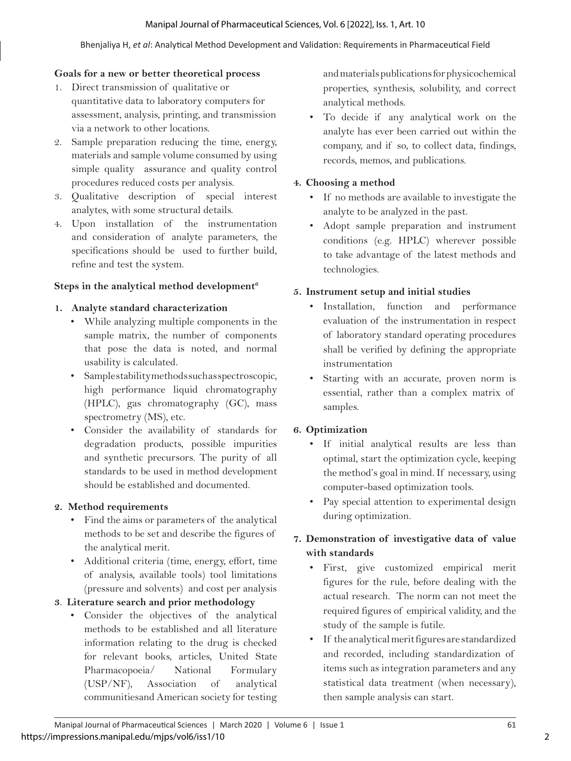**Goals for a new or better theoretical process**

1. Direct transmission of qualitative or quantitative data to laboratory computers for assessment, analysis, printing, and transmission via a network to other locations.
2. Sample preparation reducing the time, energy, materials and sample volume consumed by using simple quality assurance and quality control procedures reduced costs per analysis.
3. Qualitative description of special interest analytes, with some structural details.
4. Upon installation of the instrumentation and consideration of analyte parameters, the specifications should be used to further build, refine and test the system.

**Steps in the analytical method development[6]**

**1. Analyte standard characterization**

- While analyzing multiple components in the sample matrix, the number of components that pose the data is noted, and normal usability is calculated.
- Sample stability methods such as spectroscopic, high performance liquid chromatography (HPLC), gas chromatography (GC), mass spectrometry (MS), etc.
- Consider the availability of standards for degradation products, possible impurities and synthetic precursors. The purity of all standards to be used in method development should be established and documented.

**2. Method requirements**

- Find the aims or parameters of the analytical methods to be set and describe the figures of the analytical merit.
- Additional criteria (time, energy, effort, time of analysis, available tools) tool limitations (pressure and solvents) and cost per analysis

**3. Literature search and prior methodology**

- Consider the objectives of the analytical methods to be established and all literature information relating to the drug is checked for relevant books, articles, United State Pharmacopoeia/ National Formulary (USP/NF), Association of analytical communitiesand American society for testing and materials publications for physicochemical properties, synthesis, solubility, and correct analytical methods.
- To decide if any analytical work on the analyte has ever been carried out within the company, and if so, to collect data, findings, records, memos, and publications.

**4. Choosing a method**

- If no methods are available to investigate the analyte to be analyzed in the past.
- Adopt sample preparation and instrument conditions (e.g. HPLC) wherever possible to take advantage of the latest methods and technologies.

**5. Instrument setup and initial studies**

- Installation, function and performance evaluation of the instrumentation in respect of laboratory standard operating procedures shall be verified by defining the appropriate instrumentation
- Starting with an accurate, proven norm is essential, rather than a complex matrix of samples.

**6. Optimization**

- If initial analytical results are less than optimal, start the optimization cycle, keeping the method's goal in mind. If necessary, using computer-based optimization tools.
- Pay special attention to experimental design during optimization.

**7. Demonstration of investigative data of value with standards**

- First, give customized empirical merit figures for the rule, before dealing with the actual research. The norm can not meet the required figures of empirical validity, and the study of the sample is futile.
- If the analytical merit figures are standardized and recorded, including standardization of items such as integration parameters and any statistical data treatment (when necessary), then sample analysis can start.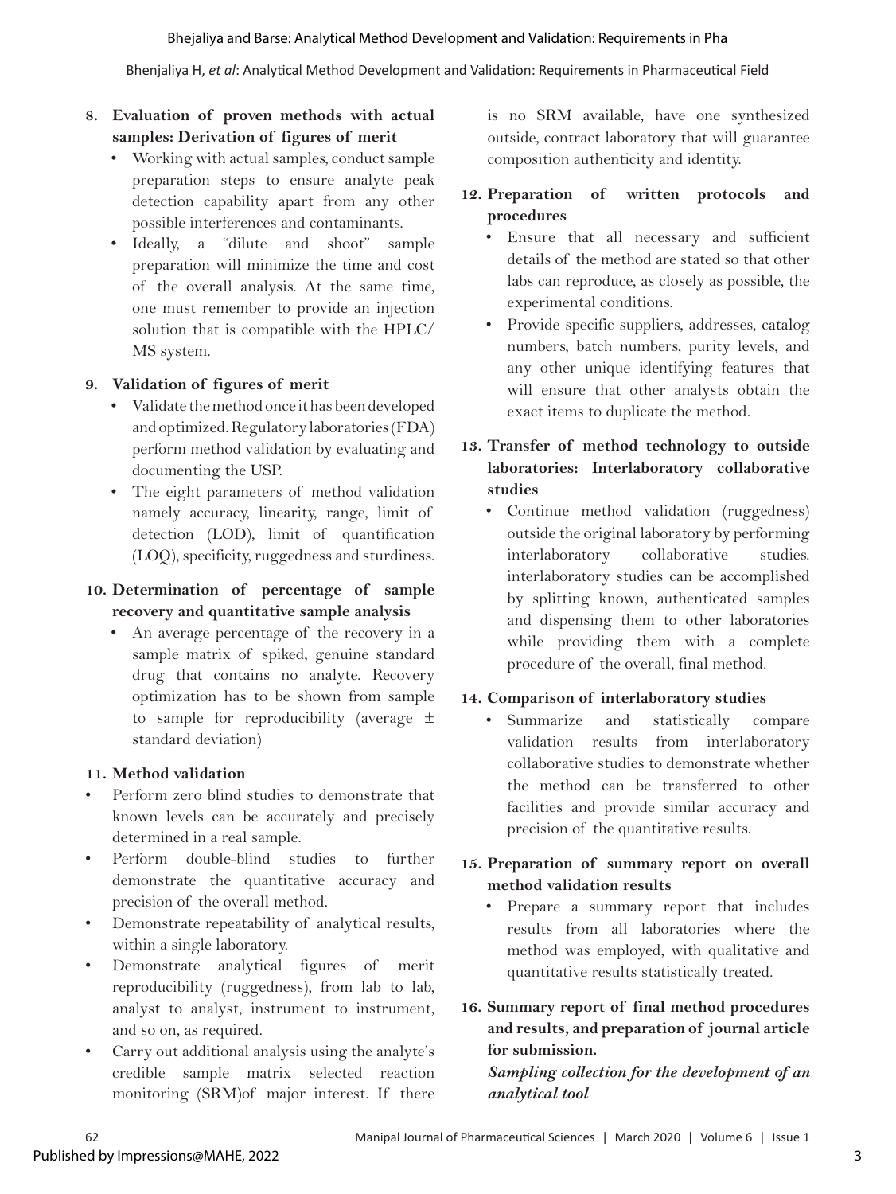**8. Evaluation of proven methods with actual samples: Derivation of figures of merit**

- Working with actual samples, conduct sample preparation steps to ensure analyte peak detection capability apart from any other possible interferences and contaminants.
- Ideally, a "dilute and shoot" sample preparation will minimize the time and cost of the overall analysis. At the same time, one must remember to provide an injection solution that is compatible with the HPLC/MS system.

**9. Validation of figures of merit**

- Validate the method once it has been developed and optimized. Regulatory laboratories (FDA) perform method validation by evaluating and documenting the USP.
- The eight parameters of method validation namely accuracy, linearity, range, limit of detection (LOD), limit of quantification (LOQ), specificity, ruggedness and sturdiness.

**10. Determination of percentage of sample recovery and quantitative sample analysis**

- An average percentage of the recovery in a sample matrix of spiked, genuine standard drug that contains no analyte. Recovery optimization has to be shown from sample to sample for reproducibility (average ± standard deviation)

**11. Method validation**

- Perform zero blind studies to demonstrate that known levels can be accurately and precisely determined in a real sample.
- Perform double-blind studies to further demonstrate the quantitative accuracy and precision of the overall method.
- Demonstrate repeatability of analytical results, within a single laboratory.
- Demonstrate analytical figures of merit reproducibility (ruggedness), from lab to lab, analyst to analyst, instrument to instrument, and so on, as required.
- Carry out additional analysis using the analyte's credible sample matrix selected reaction monitoring (SRM)of major interest. If there is no SRM available, have one synthesized outside, contract laboratory that will guarantee composition authenticity and identity.

**12. Preparation of written protocols and procedures**

- Ensure that all necessary and sufficient details of the method are stated so that other labs can reproduce, as closely as possible, the experimental conditions.
- Provide specific suppliers, addresses, catalog numbers, batch numbers, purity levels, and any other unique identifying features that will ensure that other analysts obtain the exact items to duplicate the method.

**13. Transfer of method technology to outside laboratories: Interlaboratory collaborative studies**

- Continue method validation (ruggedness) outside the original laboratory by performing interlaboratory collaborative studies. interlaboratory studies can be accomplished by splitting known, authenticated samples and dispensing them to other laboratories while providing them with a complete procedure of the overall, final method.

**14. Comparison of interlaboratory studies**

- Summarize and statistically compare validation results from interlaboratory collaborative studies to demonstrate whether the method can be transferred to other facilities and provide similar accuracy and precision of the quantitative results.

**15. Preparation of summary report on overall method validation results**

- Prepare a summary report that includes results from all laboratories where the method was employed, with qualitative and quantitative results statistically treated.

**16. Summary report of final method procedures and results, and preparation of journal article for submission.**

***Sampling collection for the development of an analytical tool***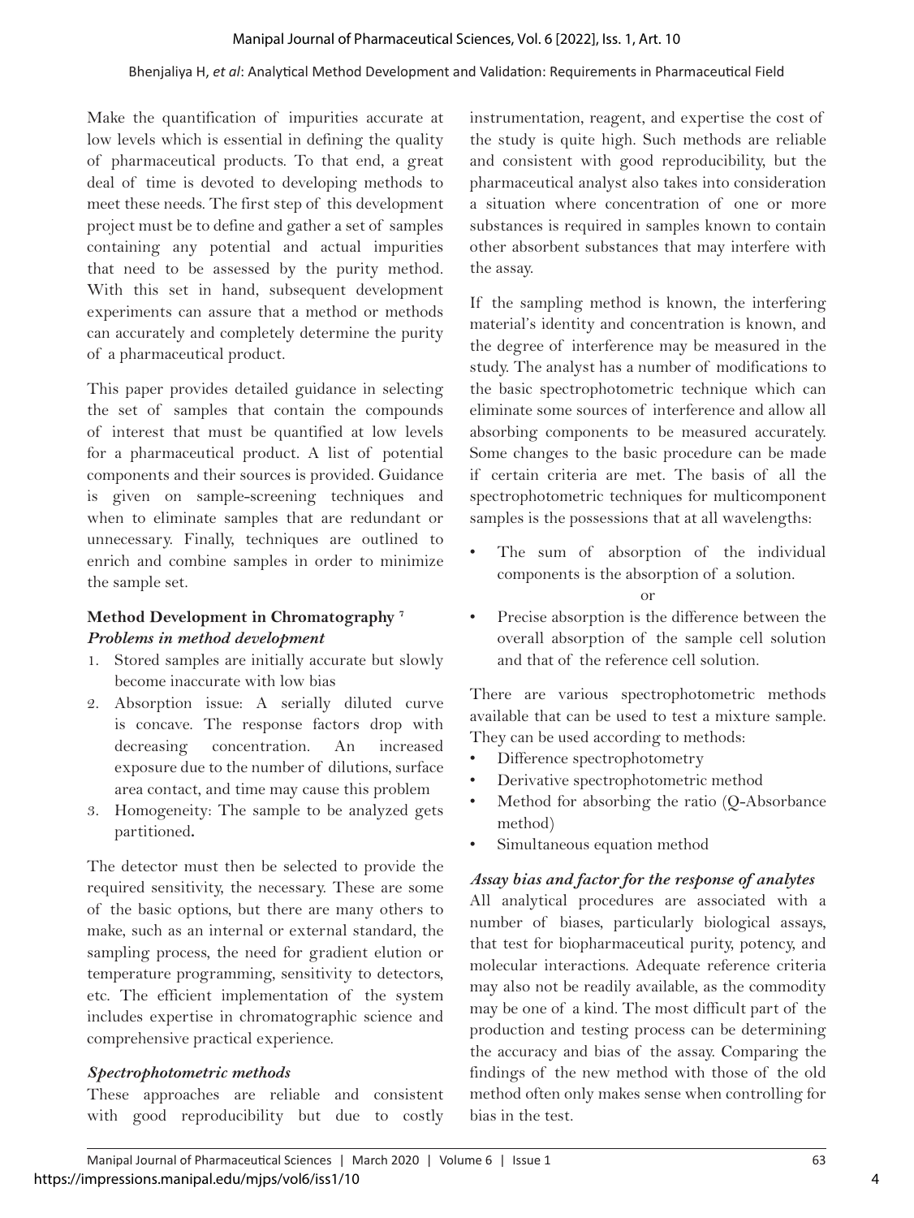Make the quantification of impurities accurate at low levels which is essential in defining the quality of pharmaceutical products. To that end, a great deal of time is devoted to developing methods to meet these needs. The first step of this development project must be to define and gather a set of samples containing any potential and actual impurities that need to be assessed by the purity method. With this set in hand, subsequent development experiments can assure that a method or methods can accurately and completely determine the purity of a pharmaceutical product.

This paper provides detailed guidance in selecting the set of samples that contain the compounds of interest that must be quantified at low levels for a pharmaceutical product. A list of potential components and their sources is provided. Guidance is given on sample-screening techniques and when to eliminate samples that are redundant or unnecessary. Finally, techniques are outlined to enrich and combine samples in order to minimize the sample set.

### Method Development in Chromatography [7]

#### *Problems in method development*

1. Stored samples are initially accurate but slowly become inaccurate with low bias
2. Absorption issue: A serially diluted curve is concave. The response factors drop with decreasing concentration. An increased exposure due to the number of dilutions, surface area contact, and time may cause this problem
3. Homogeneity: The sample to be analyzed gets partitioned**.**

The detector must then be selected to provide the required sensitivity, the necessary. These are some of the basic options, but there are many others to make, such as an internal or external standard, the sampling process, the need for gradient elution or temperature programming, sensitivity to detectors, etc. The efficient implementation of the system includes expertise in chromatographic science and comprehensive practical experience.

#### *Spectrophotometric methods*

These approaches are reliable and consistent with good reproducibility but due to costly instrumentation, reagent, and expertise the cost of the study is quite high. Such methods are reliable and consistent with good reproducibility, but the pharmaceutical analyst also takes into consideration a situation where concentration of one or more substances is required in samples known to contain other absorbent substances that may interfere with the assay.

If the sampling method is known, the interfering material's identity and concentration is known, and the degree of interference may be measured in the study. The analyst has a number of modifications to the basic spectrophotometric technique which can eliminate some sources of interference and allow all absorbing components to be measured accurately. Some changes to the basic procedure can be made if certain criteria are met. The basis of all the spectrophotometric techniques for multicomponent samples is the possessions that at all wavelengths:

- The sum of absorption of the individual components is the absorption of a solution.

  or

- Precise absorption is the difference between the overall absorption of the sample cell solution and that of the reference cell solution.

There are various spectrophotometric methods available that can be used to test a mixture sample. They can be used according to methods:

- Difference spectrophotometry
- Derivative spectrophotometric method
- Method for absorbing the ratio (Q-Absorbance method)
- Simultaneous equation method

#### *Assay bias and factor for the response of analytes*

All analytical procedures are associated with a number of biases, particularly biological assays, that test for biopharmaceutical purity, potency, and molecular interactions. Adequate reference criteria may also not be readily available, as the commodity may be one of a kind. The most difficult part of the production and testing process can be determining the accuracy and bias of the assay. Comparing the findings of the new method with those of the old method often only makes sense when controlling for bias in the test.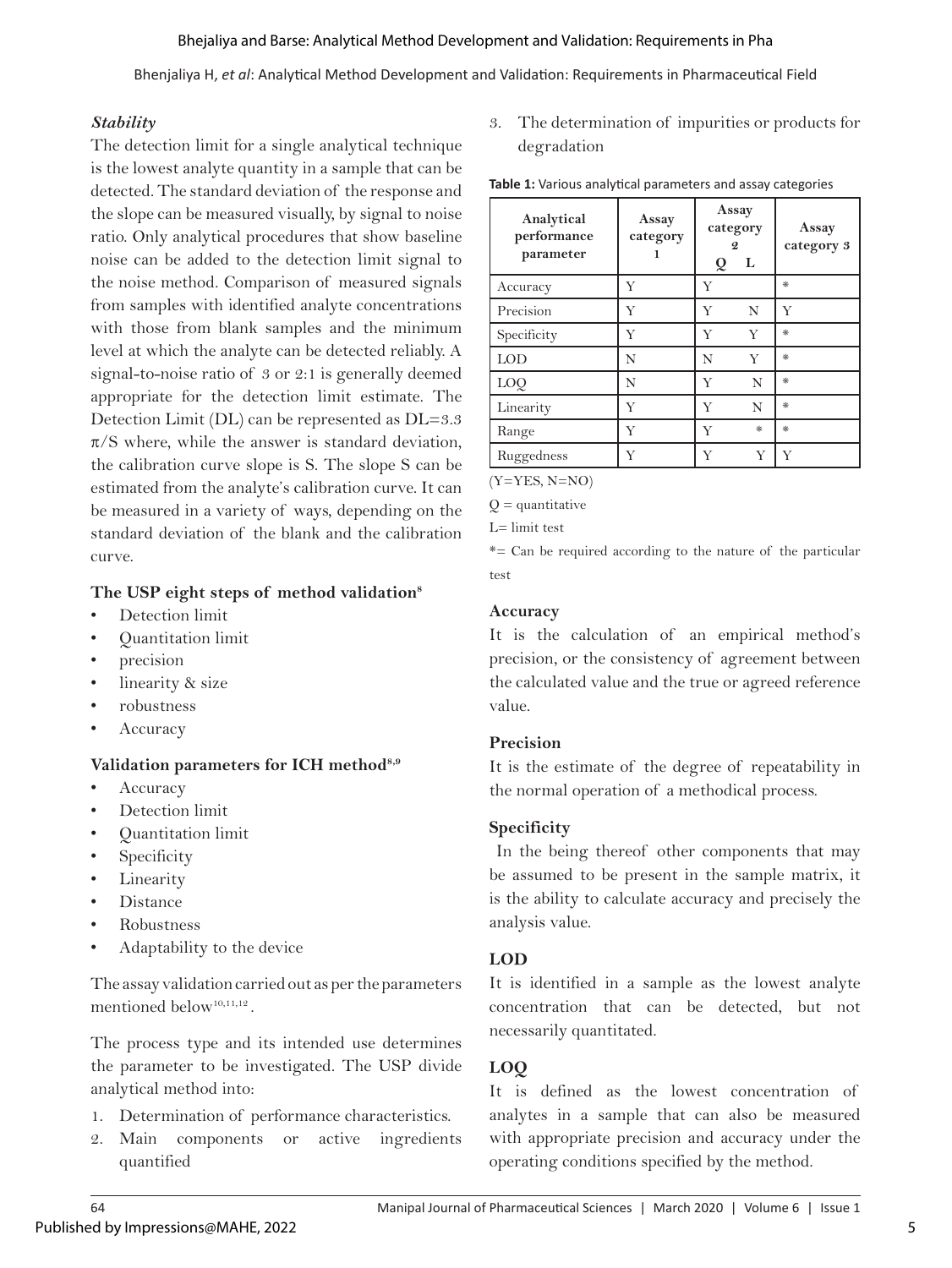### *Stability*

The detection limit for a single analytical technique is the lowest analyte quantity in a sample that can be detected. The standard deviation of the response and the slope can be measured visually, by signal to noise ratio. Only analytical procedures that show baseline noise can be added to the detection limit signal to the noise method. Comparison of measured signals from samples with identified analyte concentrations with those from blank samples and the minimum level at which the analyte can be detected reliably. A signal-to-noise ratio of 3 or 2:1 is generally deemed appropriate for the detection limit estimate. The Detection Limit (DL) can be represented as DL=3.3 $\pi$/S where, while the answer is standard deviation, the calibration curve slope is S. The slope S can be estimated from the analyte's calibration curve. It can be measured in a variety of ways, depending on the standard deviation of the blank and the calibration curve.

### The USP eight steps of method validation[8]

- Detection limit
- Quantitation limit
- precision
- linearity & size
- robustness
- Accuracy

### Validation parameters for ICH method[8,9]

- Accuracy
- Detection limit
- Quantitation limit
- Specificity
- Linearity
- Distance
- Robustness
- Adaptability to the device

The assay validation carried out as per the parameters mentioned below[10,11,12].

The process type and its intended use determines the parameter to be investigated. The USP divide analytical method into:

1. Determination of performance characteristics.
2. Main components or active ingredients quantified
3. The determination of impurities or products for degradation

**Table 1:** Various analytical parameters and assay categories

| Analytical performance parameter | Assay category 1 | Assay category 2 | | Assay category 3 |
|---|---|---|---|---|
| | | Q | L | |
| Accuracy | Y | Y | | * |
| Precision | Y | Y | N | Y |
| Specificity | Y | Y | Y | * |
| LOD | N | N | Y | * |
| LOQ | N | Y | N | * |
| Linearity | Y | Y | N | * |
| Range | Y | Y | * | * |
| Ruggedness | Y | Y | Y | Y |

(Y=YES, N=NO)

Q = quantitative

L= limit test

*= Can be required according to the nature of the particular test

### Accuracy

It is the calculation of an empirical method's precision, or the consistency of agreement between the calculated value and the true or agreed reference value.

### Precision

It is the estimate of the degree of repeatability in the normal operation of a methodical process.

### Specificity

In the being thereof other components that may be assumed to be present in the sample matrix, it is the ability to calculate accuracy and precisely the analysis value.

### LOD

It is identified in a sample as the lowest analyte concentration that can be detected, but not necessarily quantitated.

### LOQ

It is defined as the lowest concentration of analytes in a sample that can also be measured with appropriate precision and accuracy under the operating conditions specified by the method.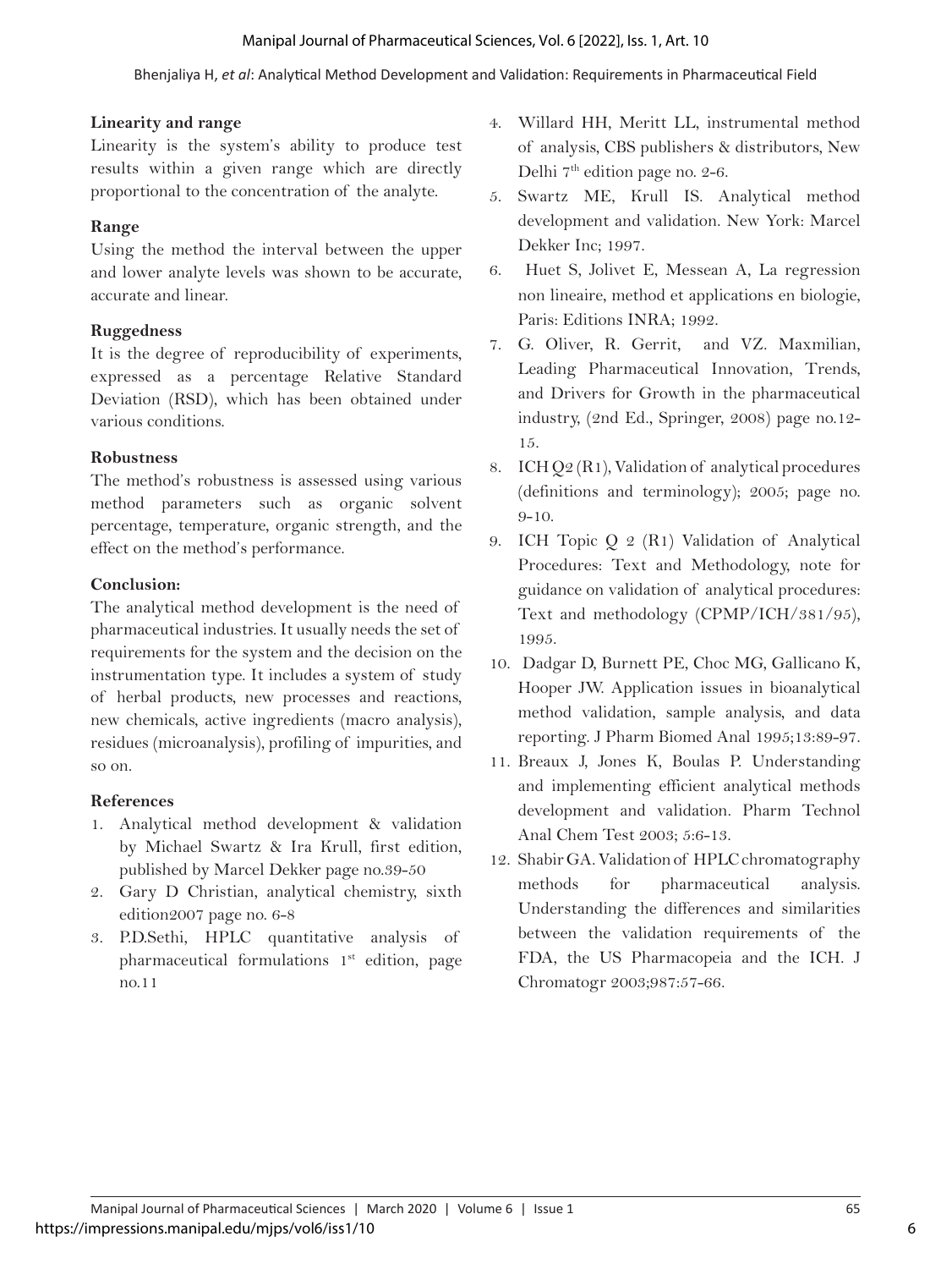### Linearity and range

Linearity is the system's ability to produce test results within a given range which are directly proportional to the concentration of the analyte.

### Range

Using the method the interval between the upper and lower analyte levels was shown to be accurate, accurate and linear.

### Ruggedness

It is the degree of reproducibility of experiments, expressed as a percentage Relative Standard Deviation (RSD), which has been obtained under various conditions.

### Robustness

The method's robustness is assessed using various method parameters such as organic solvent percentage, temperature, organic strength, and the effect on the method's performance.

### Conclusion:

The analytical method development is the need of pharmaceutical industries. It usually needs the set of requirements for the system and the decision on the instrumentation type. It includes a system of study of herbal products, new processes and reactions, new chemicals, active ingredients (macro analysis), residues (microanalysis), profiling of impurities, and so on.

### References

1. Analytical method development & validation by Michael Swartz & Ira Krull, first edition, published by Marcel Dekker page no.39-50
2. Gary D Christian, analytical chemistry, sixth edition2007 page no. 6-8
3. P.D.Sethi, HPLC quantitative analysis of pharmaceutical formulations 1st edition, page no.11
4. Willard HH, Meritt LL, instrumental method of analysis, CBS publishers & distributors, New Delhi 7th edition page no. 2-6.
5. Swartz ME, Krull IS. Analytical method development and validation. New York: Marcel Dekker Inc; 1997.
6. Huet S, Jolivet E, Messean A, La regression non lineaire, method et applications en biologie, Paris: Editions INRA; 1992.
7. G. Oliver, R. Gerrit, and VZ. Maxmilian, Leading Pharmaceutical Innovation, Trends, and Drivers for Growth in the pharmaceutical industry, (2nd Ed., Springer, 2008) page no.12-15.
8. ICH Q2 (R1), Validation of analytical procedures (definitions and terminology); 2005; page no. 9-10.
9. ICH Topic Q 2 (R1) Validation of Analytical Procedures: Text and Methodology, note for guidance on validation of analytical procedures: Text and methodology (CPMP/ICH/381/95), 1995.
10. Dadgar D, Burnett PE, Choc MG, Gallicano K, Hooper JW. Application issues in bioanalytical method validation, sample analysis, and data reporting. J Pharm Biomed Anal 1995;13:89-97.
11. Breaux J, Jones K, Boulas P. Understanding and implementing efficient analytical methods development and validation. Pharm Technol Anal Chem Test 2003; 5:6-13.
12. Shabir GA. Validation of HPLC chromatography methods for pharmaceutical analysis. Understanding the differences and similarities between the validation requirements of the FDA, the US Pharmacopeia and the ICH. J Chromatogr 2003;987:57-66.